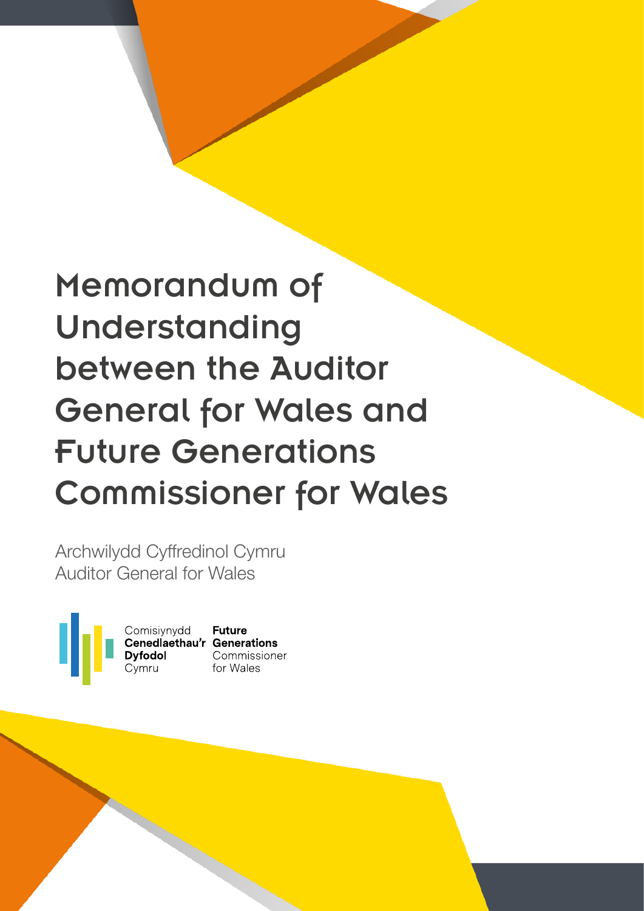# Memorandum of Understanding between the Auditor General for Wales and Future Generations Commissioner for Wales

Archwilydd Cyffredinol Cymru
Auditor General for Wales

Comisiynydd **Cenedlaethau'r Dyfodol** Cymru

**Future Generations** Commissioner for Wales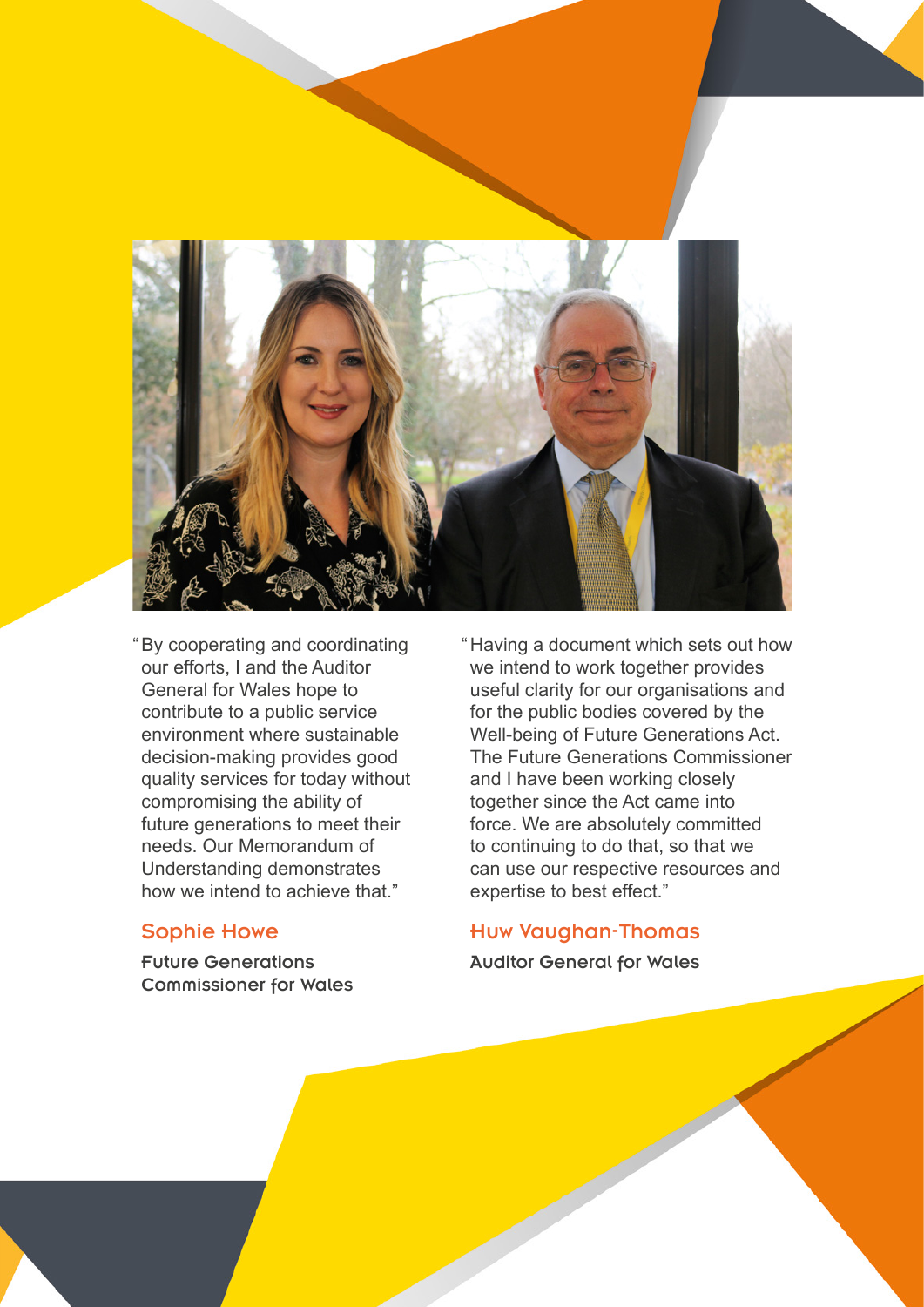"By cooperating and coordinating our efforts, I and the Auditor General for Wales hope to contribute to a public service environment where sustainable decision-making provides good quality services for today without compromising the ability of future generations to meet their needs. Our Memorandum of Understanding demonstrates how we intend to achieve that."

**Sophie Howe**

**Future Generations Commissioner for Wales**

"Having a document which sets out how we intend to work together provides useful clarity for our organisations and for the public bodies covered by the Well-being of Future Generations Act. The Future Generations Commissioner and I have been working closely together since the Act came into force. We are absolutely committed to continuing to do that, so that we can use our respective resources and expertise to best effect."

**Huw Vaughan-Thomas**

**Auditor General for Wales**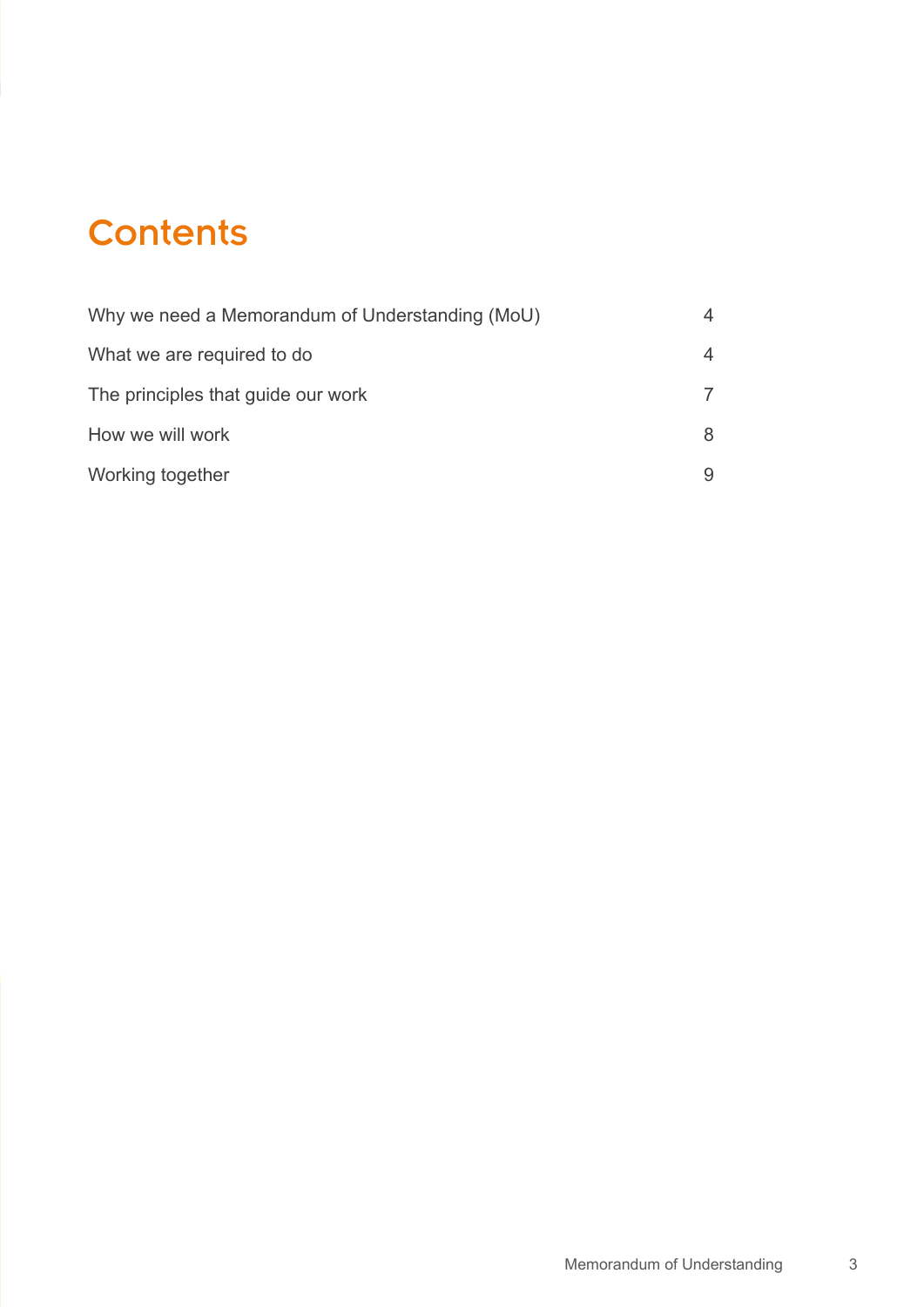# Contents

| | |
|---|---|
| Why we need a Memorandum of Understanding (MoU) | 4 |
| What we are required to do | 4 |
| The principles that guide our work | 7 |
| How we will work | 8 |
| Working together | 9 |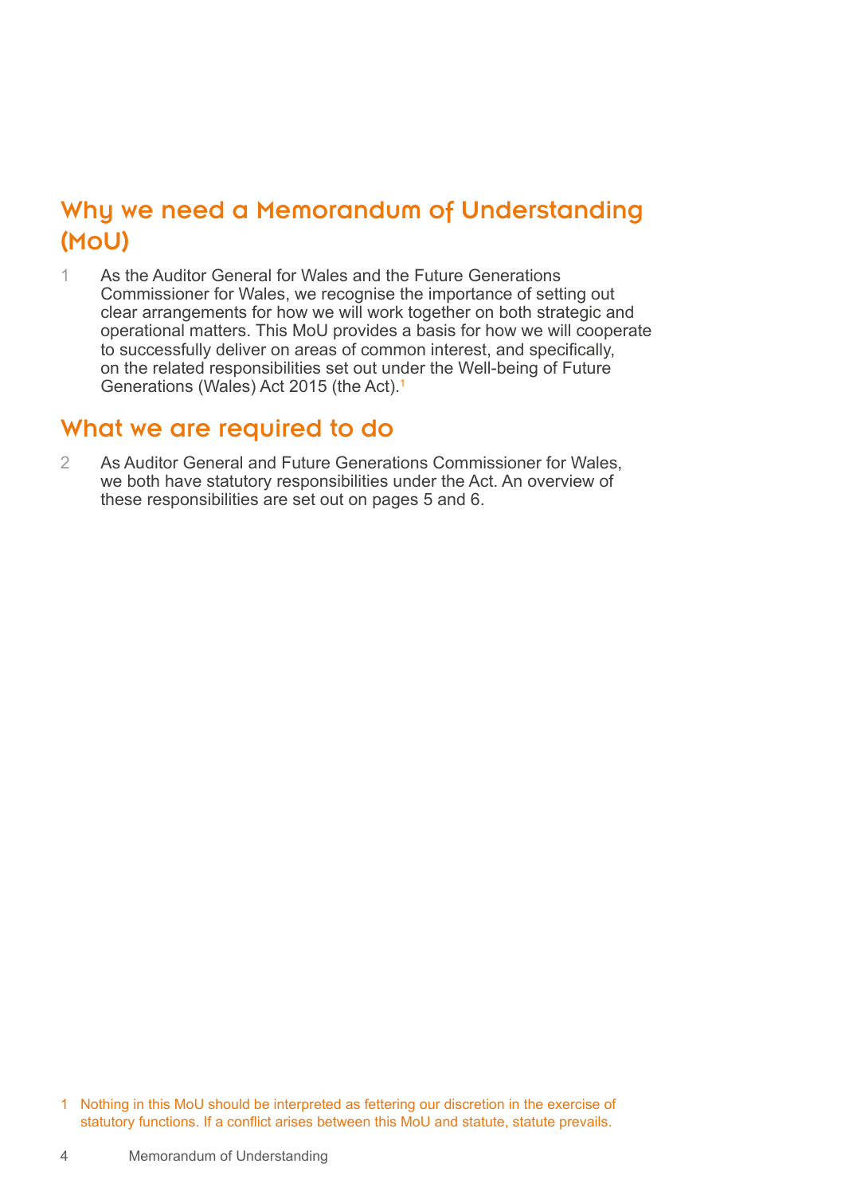## Why we need a Memorandum of Understanding (MoU)

1 As the Auditor General for Wales and the Future Generations Commissioner for Wales, we recognise the importance of setting out clear arrangements for how we will work together on both strategic and operational matters. This MoU provides a basis for how we will cooperate to successfully deliver on areas of common interest, and specifically, on the related responsibilities set out under the Well-being of Future Generations (Wales) Act 2015 (the Act).[1]

## What we are required to do

2 As Auditor General and Future Generations Commissioner for Wales, we both have statutory responsibilities under the Act. An overview of these responsibilities are set out on pages 5 and 6.

1 Nothing in this MoU should be interpreted as fettering our discretion in the exercise of statutory functions. If a conflict arises between this MoU and statute, statute prevails.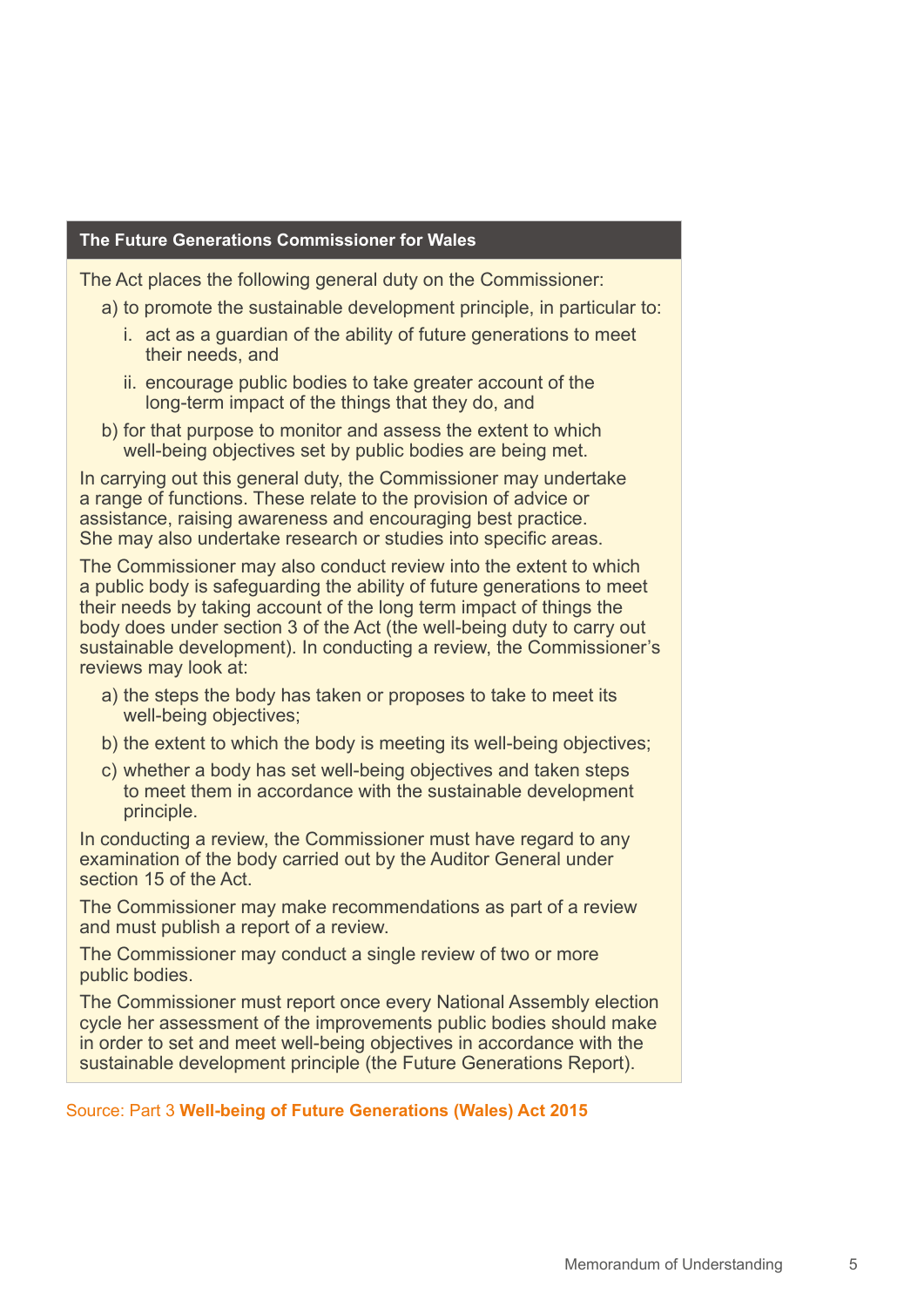### The Future Generations Commissioner for Wales

The Act places the following general duty on the Commissioner:

a) to promote the sustainable development principle, in particular to:
   - i. act as a guardian of the ability of future generations to meet their needs, and
   - ii. encourage public bodies to take greater account of the long-term impact of the things that they do, and

b) for that purpose to monitor and assess the extent to which well-being objectives set by public bodies are being met.

In carrying out this general duty, the Commissioner may undertake a range of functions. These relate to the provision of advice or assistance, raising awareness and encouraging best practice. She may also undertake research or studies into specific areas.

The Commissioner may also conduct review into the extent to which a public body is safeguarding the ability of future generations to meet their needs by taking account of the long term impact of things the body does under section 3 of the Act (the well-being duty to carry out sustainable development). In conducting a review, the Commissioner's reviews may look at:

a) the steps the body has taken or proposes to take to meet its well-being objectives;

b) the extent to which the body is meeting its well-being objectives;

c) whether a body has set well-being objectives and taken steps to meet them in accordance with the sustainable development principle.

In conducting a review, the Commissioner must have regard to any examination of the body carried out by the Auditor General under section 15 of the Act.

The Commissioner may make recommendations as part of a review and must publish a report of a review.

The Commissioner may conduct a single review of two or more public bodies.

The Commissioner must report once every National Assembly election cycle her assessment of the improvements public bodies should make in order to set and meet well-being objectives in accordance with the sustainable development principle (the Future Generations Report).

Source: Part 3 **Well-being of Future Generations (Wales) Act 2015**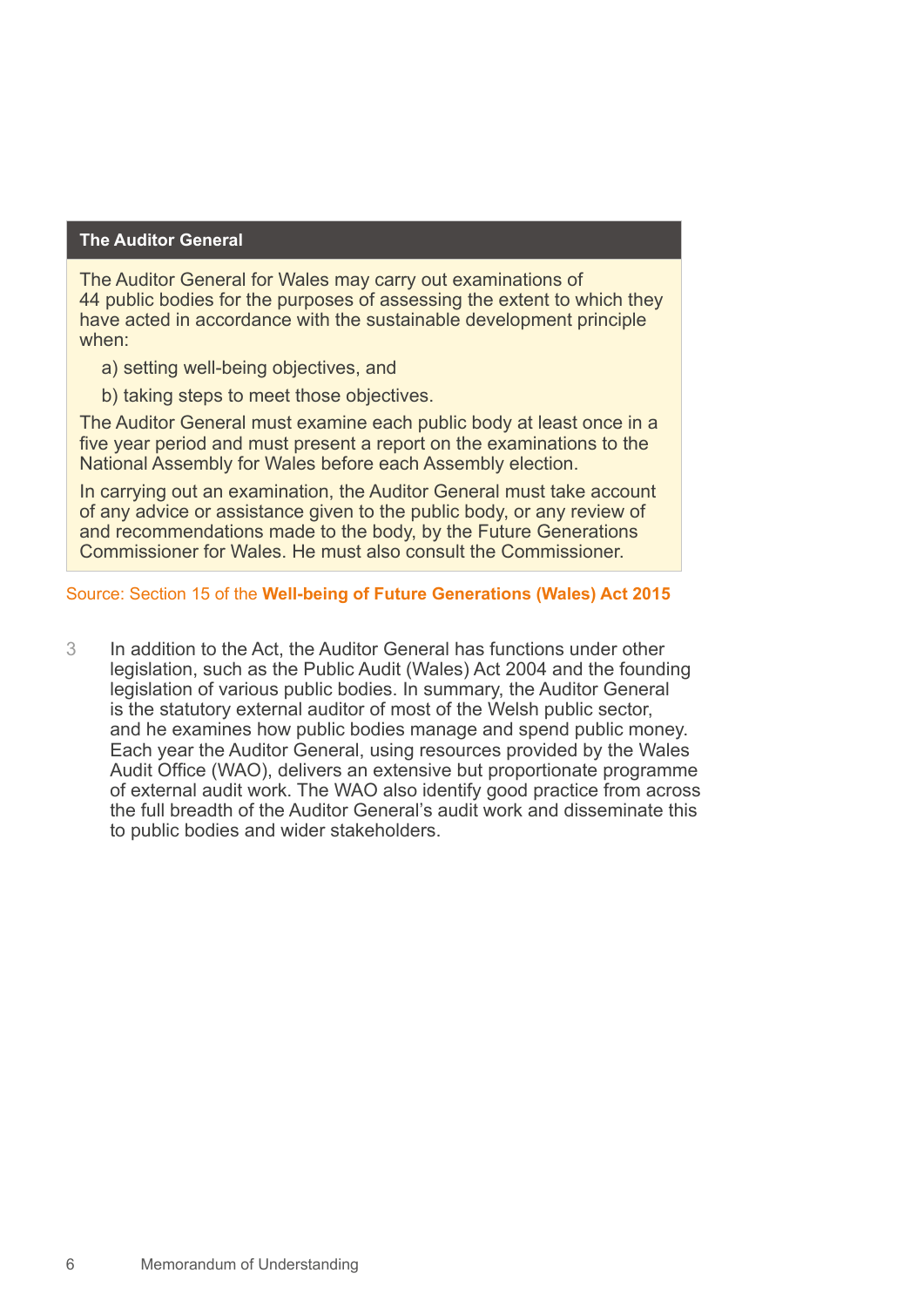**The Auditor General**

The Auditor General for Wales may carry out examinations of 44 public bodies for the purposes of assessing the extent to which they have acted in accordance with the sustainable development principle when:

a) setting well-being objectives, and

b) taking steps to meet those objectives.

The Auditor General must examine each public body at least once in a five year period and must present a report on the examinations to the National Assembly for Wales before each Assembly election.

In carrying out an examination, the Auditor General must take account of any advice or assistance given to the public body, or any review of and recommendations made to the body, by the Future Generations Commissioner for Wales. He must also consult the Commissioner.

Source: Section 15 of the **Well-being of Future Generations (Wales) Act 2015**

3 In addition to the Act, the Auditor General has functions under other legislation, such as the Public Audit (Wales) Act 2004 and the founding legislation of various public bodies. In summary, the Auditor General is the statutory external auditor of most of the Welsh public sector, and he examines how public bodies manage and spend public money. Each year the Auditor General, using resources provided by the Wales Audit Office (WAO), delivers an extensive but proportionate programme of external audit work. The WAO also identify good practice from across the full breadth of the Auditor General's audit work and disseminate this to public bodies and wider stakeholders.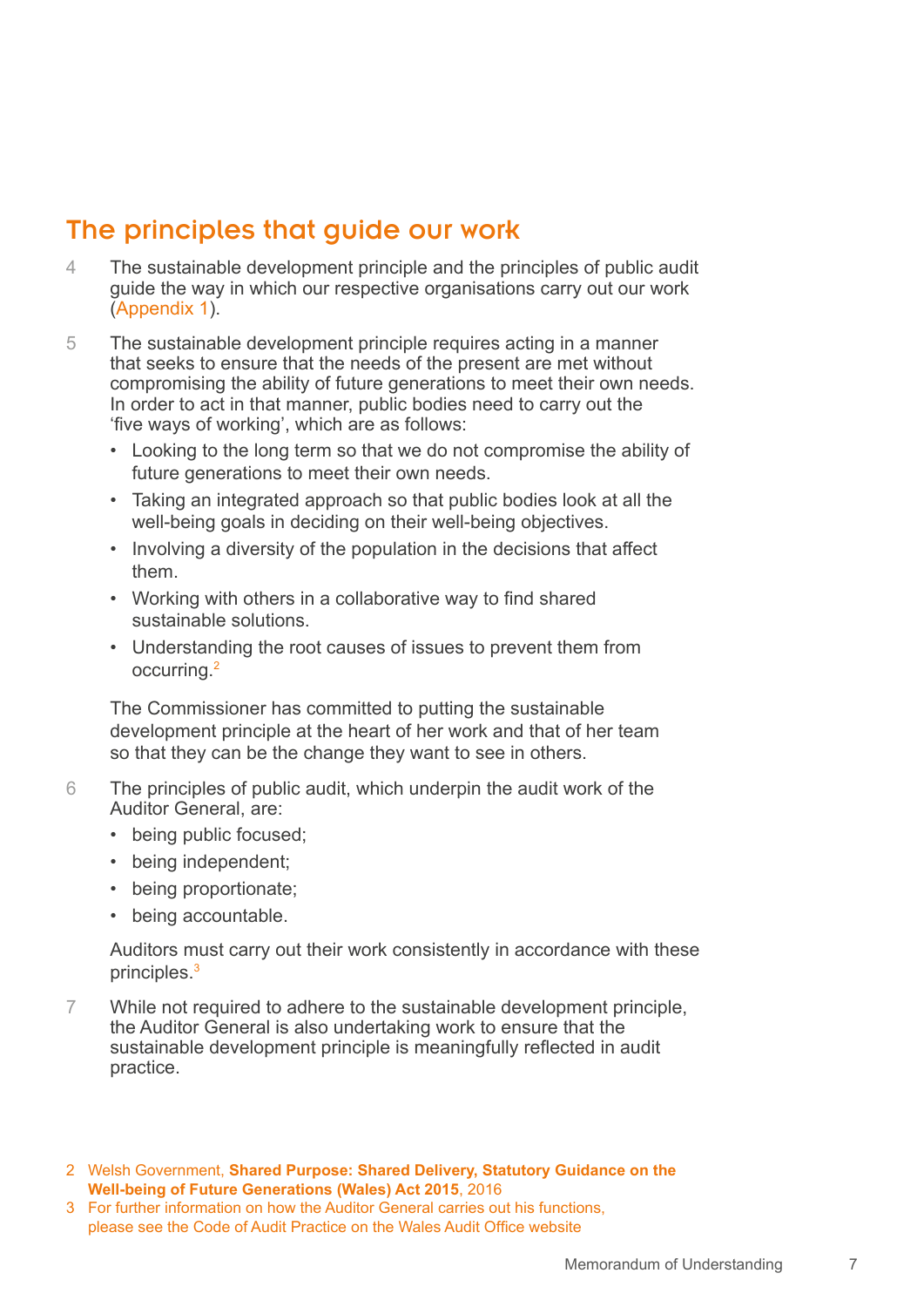## The principles that guide our work

4 The sustainable development principle and the principles of public audit guide the way in which our respective organisations carry out our work (Appendix 1).

5 The sustainable development principle requires acting in a manner that seeks to ensure that the needs of the present are met without compromising the ability of future generations to meet their own needs. In order to act in that manner, public bodies need to carry out the 'five ways of working', which are as follows:

- Looking to the long term so that we do not compromise the ability of future generations to meet their own needs.
- Taking an integrated approach so that public bodies look at all the well-being goals in deciding on their well-being objectives.
- Involving a diversity of the population in the decisions that affect them.
- Working with others in a collaborative way to find shared sustainable solutions.
- Understanding the root causes of issues to prevent them from occurring.[2]

The Commissioner has committed to putting the sustainable development principle at the heart of her work and that of her team so that they can be the change they want to see in others.

6 The principles of public audit, which underpin the audit work of the Auditor General, are:

- being public focused;
- being independent;
- being proportionate;
- being accountable.

Auditors must carry out their work consistently in accordance with these principles.[3]

7 While not required to adhere to the sustainable development principle, the Auditor General is also undertaking work to ensure that the sustainable development principle is meaningfully reflected in audit practice.

2 Welsh Government, **Shared Purpose: Shared Delivery, Statutory Guidance on the Well-being of Future Generations (Wales) Act 2015**, 2016

3 For further information on how the Auditor General carries out his functions, please see the Code of Audit Practice on the Wales Audit Office website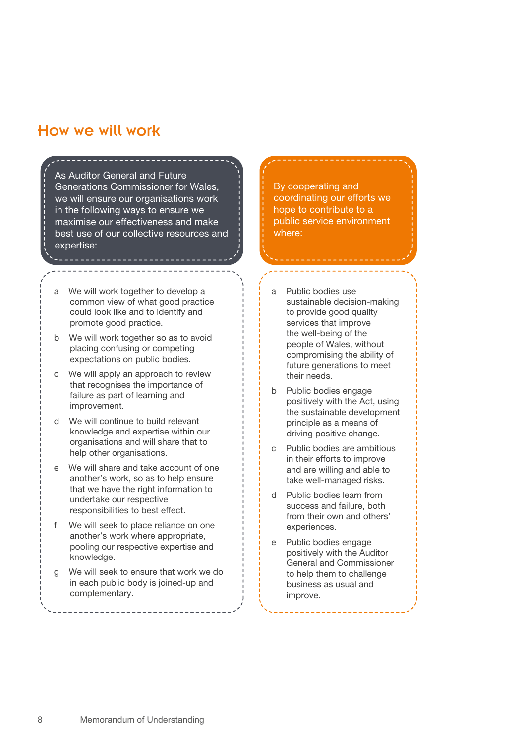## How we will work

As Auditor General and Future Generations Commissioner for Wales, we will ensure our organisations work in the following ways to ensure we maximise our effectiveness and make best use of our collective resources and expertise:

- a We will work together to develop a common view of what good practice could look like and to identify and promote good practice.
- b We will work together so as to avoid placing confusing or competing expectations on public bodies.
- c We will apply an approach to review that recognises the importance of failure as part of learning and improvement.
- d We will continue to build relevant knowledge and expertise within our organisations and will share that to help other organisations.
- e We will share and take account of one another's work, so as to help ensure that we have the right information to undertake our respective responsibilities to best effect.
- f We will seek to place reliance on one another's work where appropriate, pooling our respective expertise and knowledge.
- g We will seek to ensure that work we do in each public body is joined-up and complementary.

By cooperating and coordinating our efforts we hope to contribute to a public service environment where:

- a Public bodies use sustainable decision-making to provide good quality services that improve the well-being of the people of Wales, without compromising the ability of future generations to meet their needs.
- b Public bodies engage positively with the Act, using the sustainable development principle as a means of driving positive change.
- c Public bodies are ambitious in their efforts to improve and are willing and able to take well-managed risks.
- d Public bodies learn from success and failure, both from their own and others' experiences.
- e Public bodies engage positively with the Auditor General and Commissioner to help them to challenge business as usual and improve.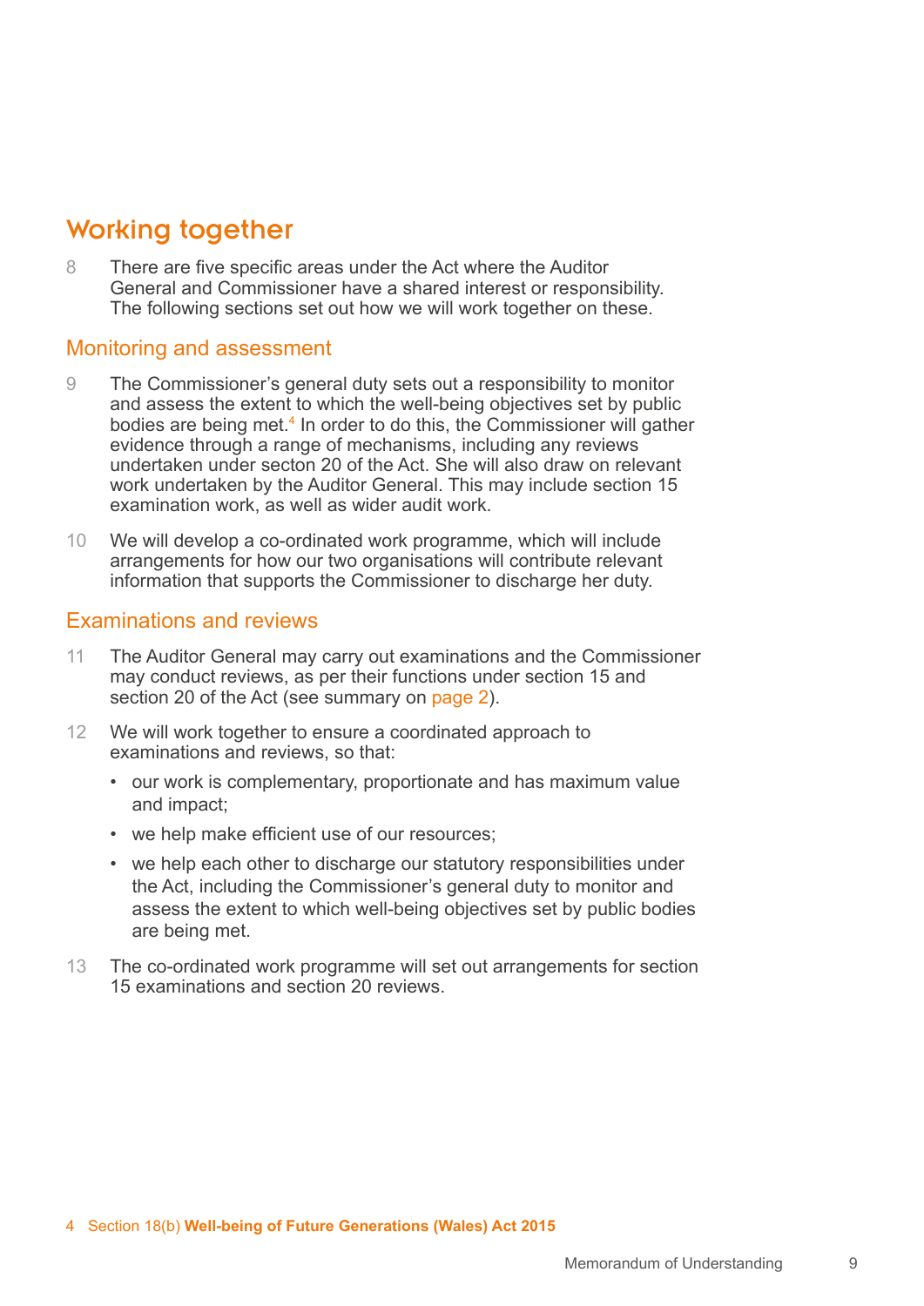## Working together

8 There are five specific areas under the Act where the Auditor General and Commissioner have a shared interest or responsibility. The following sections set out how we will work together on these.

### Monitoring and assessment

9 The Commissioner's general duty sets out a responsibility to monitor and assess the extent to which the well-being objectives set by public bodies are being met.[4] In order to do this, the Commissioner will gather evidence through a range of mechanisms, including any reviews undertaken under secton 20 of the Act. She will also draw on relevant work undertaken by the Auditor General. This may include section 15 examination work, as well as wider audit work.

10 We will develop a co-ordinated work programme, which will include arrangements for how our two organisations will contribute relevant information that supports the Commissioner to discharge her duty.

### Examinations and reviews

11 The Auditor General may carry out examinations and the Commissioner may conduct reviews, as per their functions under section 15 and section 20 of the Act (see summary on page 2).

12 We will work together to ensure a coordinated approach to examinations and reviews, so that:

- our work is complementary, proportionate and has maximum value and impact;
- we help make efficient use of our resources;
- we help each other to discharge our statutory responsibilities under the Act, including the Commissioner's general duty to monitor and assess the extent to which well-being objectives set by public bodies are being met.

13 The co-ordinated work programme will set out arrangements for section 15 examinations and section 20 reviews.

4 Section 18(b) **Well-being of Future Generations (Wales) Act 2015**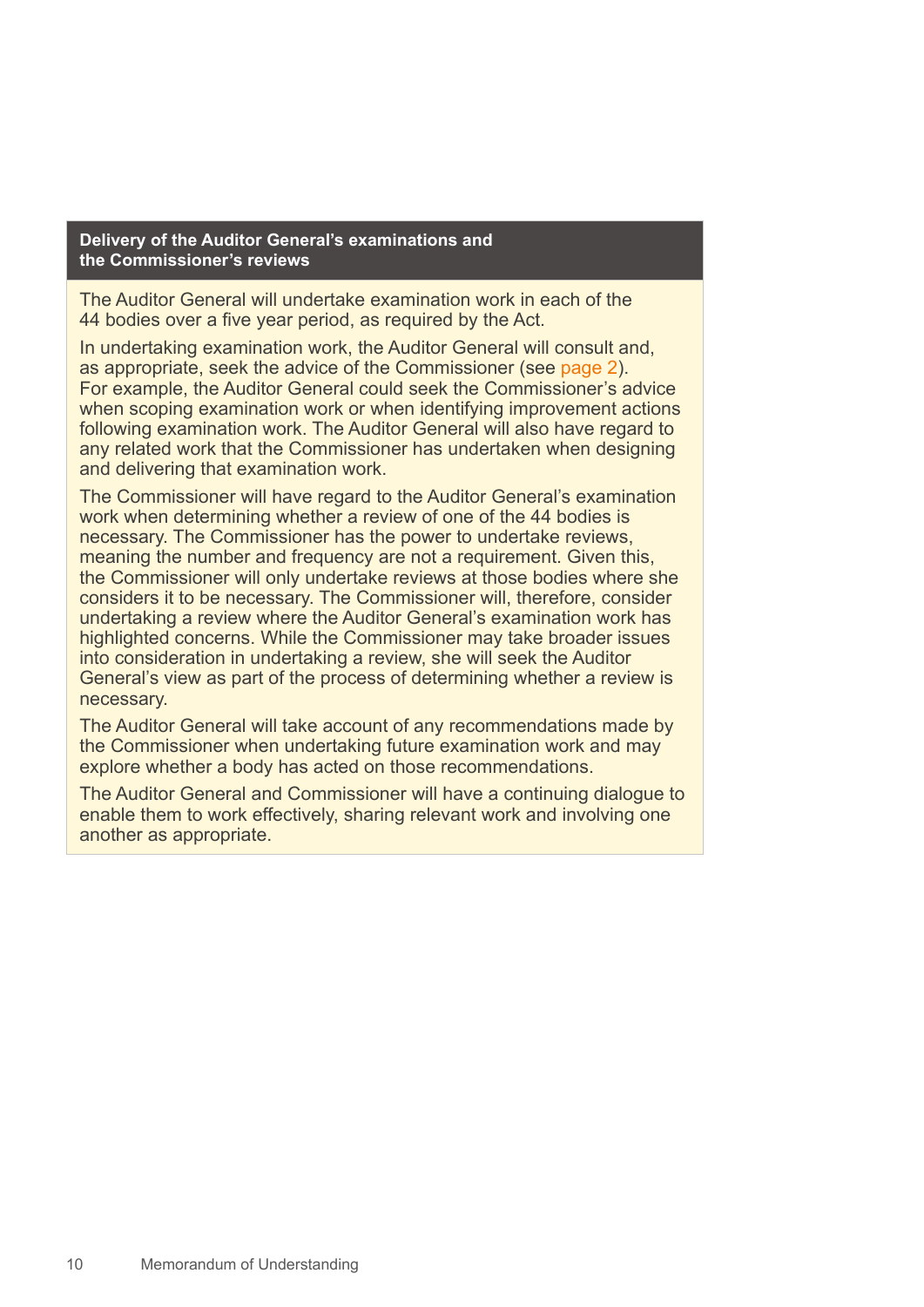## Delivery of the Auditor General's examinations and the Commissioner's reviews

The Auditor General will undertake examination work in each of the 44 bodies over a five year period, as required by the Act.

In undertaking examination work, the Auditor General will consult and, as appropriate, seek the advice of the Commissioner (see page 2). For example, the Auditor General could seek the Commissioner's advice when scoping examination work or when identifying improvement actions following examination work. The Auditor General will also have regard to any related work that the Commissioner has undertaken when designing and delivering that examination work.

The Commissioner will have regard to the Auditor General's examination work when determining whether a review of one of the 44 bodies is necessary. The Commissioner has the power to undertake reviews, meaning the number and frequency are not a requirement. Given this, the Commissioner will only undertake reviews at those bodies where she considers it to be necessary. The Commissioner will, therefore, consider undertaking a review where the Auditor General's examination work has highlighted concerns. While the Commissioner may take broader issues into consideration in undertaking a review, she will seek the Auditor General's view as part of the process of determining whether a review is necessary.

The Auditor General will take account of any recommendations made by the Commissioner when undertaking future examination work and may explore whether a body has acted on those recommendations.

The Auditor General and Commissioner will have a continuing dialogue to enable them to work effectively, sharing relevant work and involving one another as appropriate.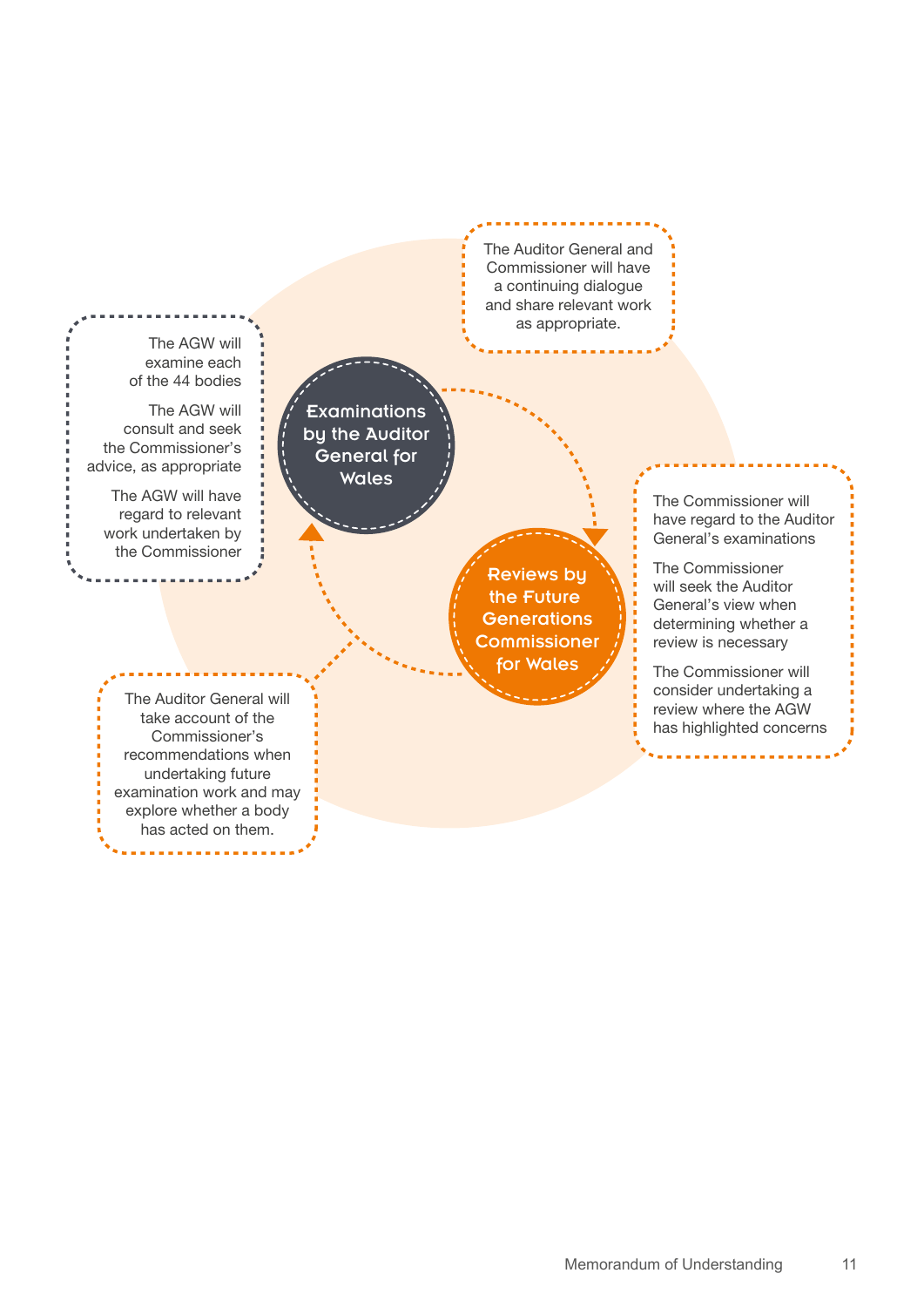The AGW will examine each of the 44 bodies

The AGW will consult and seek the Commissioner's advice, as appropriate

The AGW will have regard to relevant work undertaken by the Commissioner

**Examinations by the Auditor General for Wales**

The Auditor General and Commissioner will have a continuing dialogue and share relevant work as appropriate.

The Commissioner will have regard to the Auditor General's examinations

The Commissioner will seek the Auditor General's view when determining whether a review is necessary

The Commissioner will consider undertaking a review where the AGW has highlighted concerns

**Reviews by the Future Generations Commissioner for Wales**

The Auditor General will take account of the Commissioner's recommendations when undertaking future examination work and may explore whether a body has acted on them.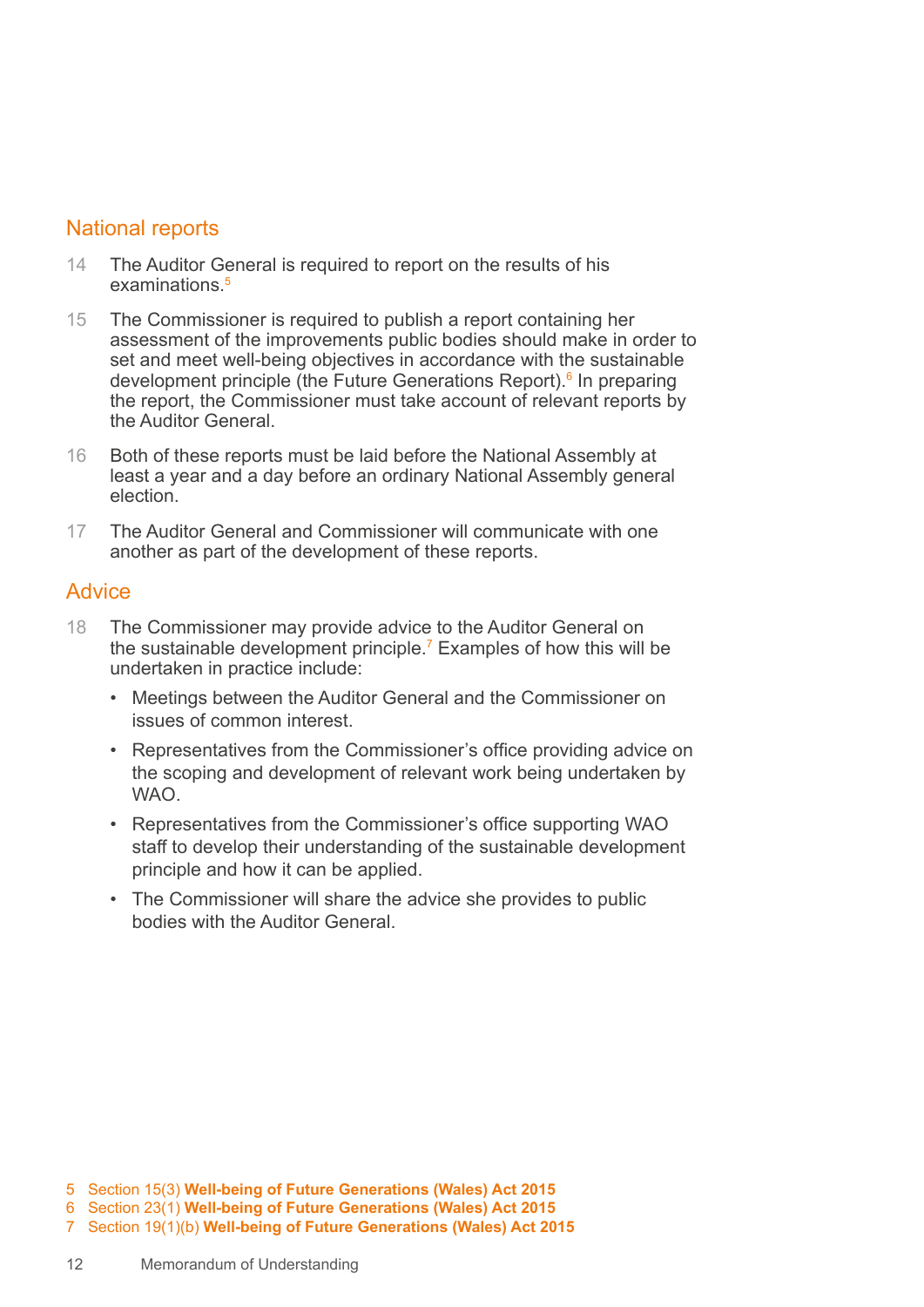## National reports

14 The Auditor General is required to report on the results of his examinations.[5]

15 The Commissioner is required to publish a report containing her assessment of the improvements public bodies should make in order to set and meet well-being objectives in accordance with the sustainable development principle (the Future Generations Report).[6] In preparing the report, the Commissioner must take account of relevant reports by the Auditor General.

16 Both of these reports must be laid before the National Assembly at least a year and a day before an ordinary National Assembly general election.

17 The Auditor General and Commissioner will communicate with one another as part of the development of these reports.

## Advice

18 The Commissioner may provide advice to the Auditor General on the sustainable development principle.[7] Examples of how this will be undertaken in practice include:

- Meetings between the Auditor General and the Commissioner on issues of common interest.
- Representatives from the Commissioner's office providing advice on the scoping and development of relevant work being undertaken by WAO.
- Representatives from the Commissioner's office supporting WAO staff to develop their understanding of the sustainable development principle and how it can be applied.
- The Commissioner will share the advice she provides to public bodies with the Auditor General.

5 Section 15(3) **Well-being of Future Generations (Wales) Act 2015**
6 Section 23(1) **Well-being of Future Generations (Wales) Act 2015**
7 Section 19(1)(b) **Well-being of Future Generations (Wales) Act 2015**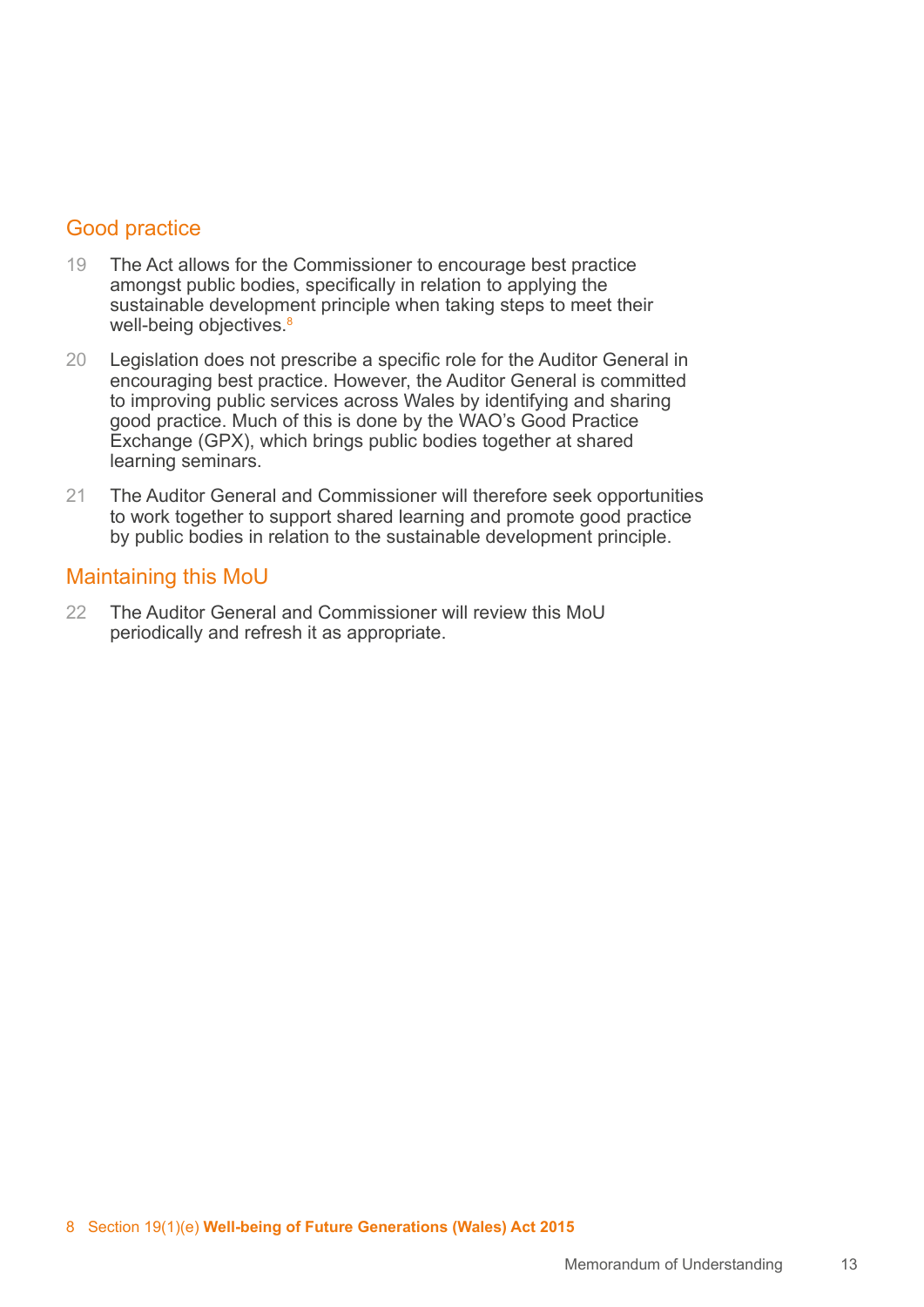## Good practice

19 The Act allows for the Commissioner to encourage best practice amongst public bodies, specifically in relation to applying the sustainable development principle when taking steps to meet their well-being objectives.[8]

20 Legislation does not prescribe a specific role for the Auditor General in encouraging best practice. However, the Auditor General is committed to improving public services across Wales by identifying and sharing good practice. Much of this is done by the WAO's Good Practice Exchange (GPX), which brings public bodies together at shared learning seminars.

21 The Auditor General and Commissioner will therefore seek opportunities to work together to support shared learning and promote good practice by public bodies in relation to the sustainable development principle.

## Maintaining this MoU

22 The Auditor General and Commissioner will review this MoU periodically and refresh it as appropriate.

8 Section 19(1)(e) **Well-being of Future Generations (Wales) Act 2015**